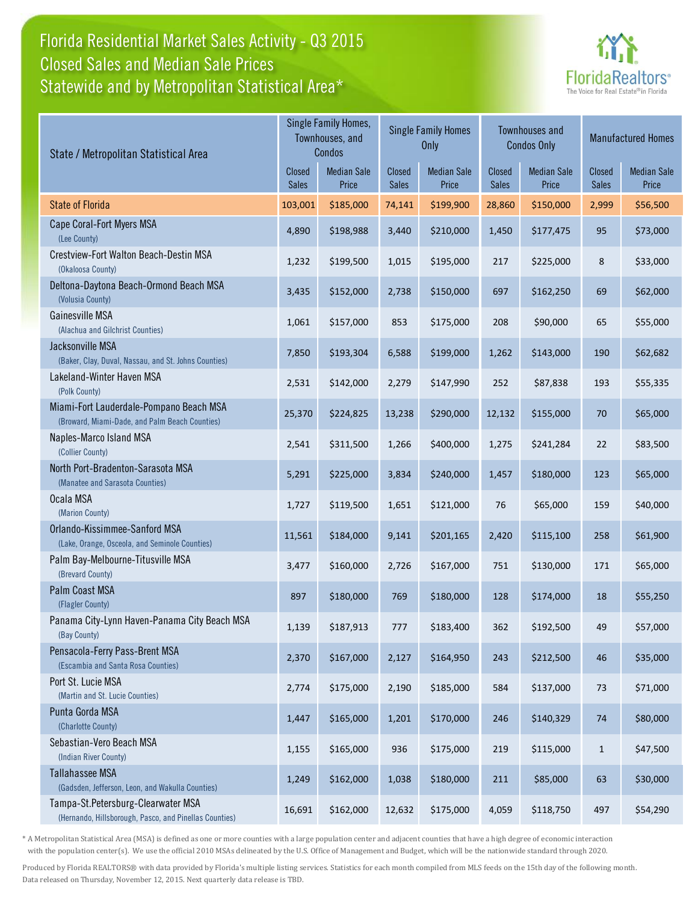# Florida Residential Market Sales Activity - Q3 2015
## Closed Sales and Median Sale Prices
## Statewide and by Metropolitan Statistical Area*

FloridaRealtors® The Voice for Real Estate® in Florida

| State / Metropolitan Statistical Area | Single Family Homes, Townhouses, and Condos | | Single Family Homes Only | | Townhouses and Condos Only | | Manufactured Homes | |
|---|---|---|---|---|---|---|---|---|
| | Closed Sales | Median Sale Price | Closed Sales | Median Sale Price | Closed Sales | Median Sale Price | Closed Sales | Median Sale Price |
| State of Florida | 103,001 | $185,000 | 74,141 | $199,900 | 28,860 | $150,000 | 2,999 | $56,500 |
| Cape Coral-Fort Myers MSA (Lee County) | 4,890 | $198,988 | 3,440 | $210,000 | 1,450 | $177,475 | 95 | $73,000 |
| Crestview-Fort Walton Beach-Destin MSA (Okaloosa County) | 1,232 | $199,500 | 1,015 | $195,000 | 217 | $225,000 | 8 | $33,000 |
| Deltona-Daytona Beach-Ormond Beach MSA (Volusia County) | 3,435 | $152,000 | 2,738 | $150,000 | 697 | $162,250 | 69 | $62,000 |
| Gainesville MSA (Alachua and Gilchrist Counties) | 1,061 | $157,000 | 853 | $175,000 | 208 | $90,000 | 65 | $55,000 |
| Jacksonville MSA (Baker, Clay, Duval, Nassau, and St. Johns Counties) | 7,850 | $193,304 | 6,588 | $199,000 | 1,262 | $143,000 | 190 | $62,682 |
| Lakeland-Winter Haven MSA (Polk County) | 2,531 | $142,000 | 2,279 | $147,990 | 252 | $87,838 | 193 | $55,335 |
| Miami-Fort Lauderdale-Pompano Beach MSA (Broward, Miami-Dade, and Palm Beach Counties) | 25,370 | $224,825 | 13,238 | $290,000 | 12,132 | $155,000 | 70 | $65,000 |
| Naples-Marco Island MSA (Collier County) | 2,541 | $311,500 | 1,266 | $400,000 | 1,275 | $241,284 | 22 | $83,500 |
| North Port-Bradenton-Sarasota MSA (Manatee and Sarasota Counties) | 5,291 | $225,000 | 3,834 | $240,000 | 1,457 | $180,000 | 123 | $65,000 |
| Ocala MSA (Marion County) | 1,727 | $119,500 | 1,651 | $121,000 | 76 | $65,000 | 159 | $40,000 |
| Orlando-Kissimmee-Sanford MSA (Lake, Orange, Osceola, and Seminole Counties) | 11,561 | $184,000 | 9,141 | $201,165 | 2,420 | $115,100 | 258 | $61,900 |
| Palm Bay-Melbourne-Titusville MSA (Brevard County) | 3,477 | $160,000 | 2,726 | $167,000 | 751 | $130,000 | 171 | $65,000 |
| Palm Coast MSA (Flagler County) | 897 | $180,000 | 769 | $180,000 | 128 | $174,000 | 18 | $55,250 |
| Panama City-Lynn Haven-Panama City Beach MSA (Bay County) | 1,139 | $187,913 | 777 | $183,400 | 362 | $192,500 | 49 | $57,000 |
| Pensacola-Ferry Pass-Brent MSA (Escambia and Santa Rosa Counties) | 2,370 | $167,000 | 2,127 | $164,950 | 243 | $212,500 | 46 | $35,000 |
| Port St. Lucie MSA (Martin and St. Lucie Counties) | 2,774 | $175,000 | 2,190 | $185,000 | 584 | $137,000 | 73 | $71,000 |
| Punta Gorda MSA (Charlotte County) | 1,447 | $165,000 | 1,201 | $170,000 | 246 | $140,329 | 74 | $80,000 |
| Sebastian-Vero Beach MSA (Indian River County) | 1,155 | $165,000 | 936 | $175,000 | 219 | $115,000 | 1 | $47,500 |
| Tallahassee MSA (Gadsden, Jefferson, Leon, and Wakulla Counties) | 1,249 | $162,000 | 1,038 | $180,000 | 211 | $85,000 | 63 | $30,000 |
| Tampa-St.Petersburg-Clearwater MSA (Hernando, Hillsborough, Pasco, and Pinellas Counties) | 16,691 | $162,000 | 12,632 | $175,000 | 4,059 | $118,750 | 497 | $54,290 |

* A Metropolitan Statistical Area (MSA) is defined as one or more counties with a large population center and adjacent counties that have a high degree of economic interaction with the population center(s). We use the official 2010 MSAs delineated by the U.S. Office of Management and Budget, which will be the nationwide standard through 2020.

Produced by Florida REALTORS® with data provided by Florida's multiple listing services. Statistics for each month compiled from MLS feeds on the 15th day of the following month. Data released on Thursday, November 12, 2015. Next quarterly data release is TBD.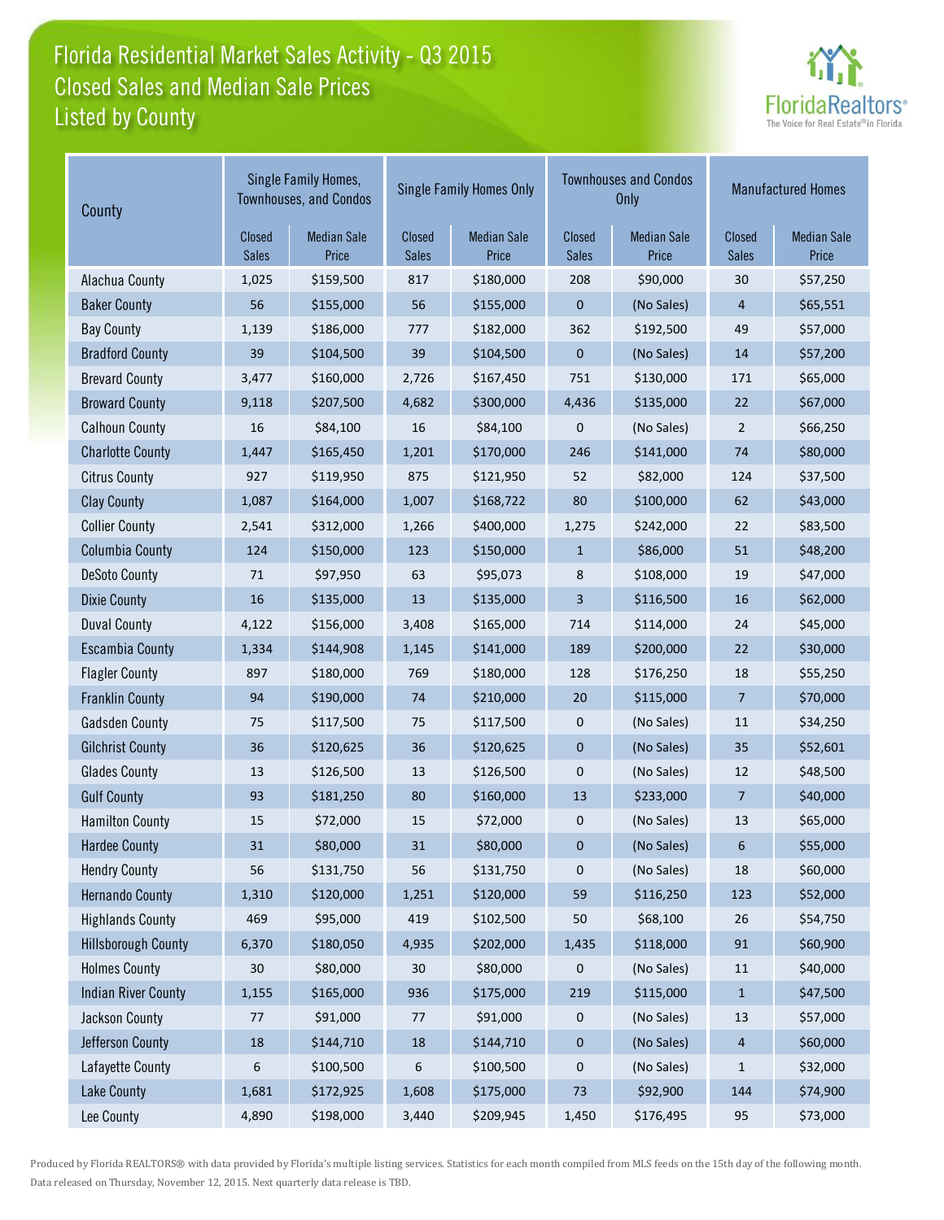# Florida Residential Market Sales Activity - Q3 2015
## Closed Sales and Median Sale Prices
## Listed by County

| County | Single Family Homes, Townhouses, and Condos | | Single Family Homes Only | | Townhouses and Condos Only | | Manufactured Homes | |
|---|---|---|---|---|---|---|---|---|
| | Closed Sales | Median Sale Price | Closed Sales | Median Sale Price | Closed Sales | Median Sale Price | Closed Sales | Median Sale Price |
| Alachua County | 1,025 | $159,500 | 817 | $180,000 | 208 | $90,000 | 30 | $57,250 |
| Baker County | 56 | $155,000 | 56 | $155,000 | 0 | (No Sales) | 4 | $65,551 |
| Bay County | 1,139 | $186,000 | 777 | $182,000 | 362 | $192,500 | 49 | $57,000 |
| Bradford County | 39 | $104,500 | 39 | $104,500 | 0 | (No Sales) | 14 | $57,200 |
| Brevard County | 3,477 | $160,000 | 2,726 | $167,450 | 751 | $130,000 | 171 | $65,000 |
| Broward County | 9,118 | $207,500 | 4,682 | $300,000 | 4,436 | $135,000 | 22 | $67,000 |
| Calhoun County | 16 | $84,100 | 16 | $84,100 | 0 | (No Sales) | 2 | $66,250 |
| Charlotte County | 1,447 | $165,450 | 1,201 | $170,000 | 246 | $141,000 | 74 | $80,000 |
| Citrus County | 927 | $119,950 | 875 | $121,950 | 52 | $82,000 | 124 | $37,500 |
| Clay County | 1,087 | $164,000 | 1,007 | $168,722 | 80 | $100,000 | 62 | $43,000 |
| Collier County | 2,541 | $312,000 | 1,266 | $400,000 | 1,275 | $242,000 | 22 | $83,500 |
| Columbia County | 124 | $150,000 | 123 | $150,000 | 1 | $86,000 | 51 | $48,200 |
| DeSoto County | 71 | $97,950 | 63 | $95,073 | 8 | $108,000 | 19 | $47,000 |
| Dixie County | 16 | $135,000 | 13 | $135,000 | 3 | $116,500 | 16 | $62,000 |
| Duval County | 4,122 | $156,000 | 3,408 | $165,000 | 714 | $114,000 | 24 | $45,000 |
| Escambia County | 1,334 | $144,908 | 1,145 | $141,000 | 189 | $200,000 | 22 | $30,000 |
| Flagler County | 897 | $180,000 | 769 | $180,000 | 128 | $176,250 | 18 | $55,250 |
| Franklin County | 94 | $190,000 | 74 | $210,000 | 20 | $115,000 | 7 | $70,000 |
| Gadsden County | 75 | $117,500 | 75 | $117,500 | 0 | (No Sales) | 11 | $34,250 |
| Gilchrist County | 36 | $120,625 | 36 | $120,625 | 0 | (No Sales) | 35 | $52,601 |
| Glades County | 13 | $126,500 | 13 | $126,500 | 0 | (No Sales) | 12 | $48,500 |
| Gulf County | 93 | $181,250 | 80 | $160,000 | 13 | $233,000 | 7 | $40,000 |
| Hamilton County | 15 | $72,000 | 15 | $72,000 | 0 | (No Sales) | 13 | $65,000 |
| Hardee County | 31 | $80,000 | 31 | $80,000 | 0 | (No Sales) | 6 | $55,000 |
| Hendry County | 56 | $131,750 | 56 | $131,750 | 0 | (No Sales) | 18 | $60,000 |
| Hernando County | 1,310 | $120,000 | 1,251 | $120,000 | 59 | $116,250 | 123 | $52,000 |
| Highlands County | 469 | $95,000 | 419 | $102,500 | 50 | $68,100 | 26 | $54,750 |
| Hillsborough County | 6,370 | $180,050 | 4,935 | $202,000 | 1,435 | $118,000 | 91 | $60,900 |
| Holmes County | 30 | $80,000 | 30 | $80,000 | 0 | (No Sales) | 11 | $40,000 |
| Indian River County | 1,155 | $165,000 | 936 | $175,000 | 219 | $115,000 | 1 | $47,500 |
| Jackson County | 77 | $91,000 | 77 | $91,000 | 0 | (No Sales) | 13 | $57,000 |
| Jefferson County | 18 | $144,710 | 18 | $144,710 | 0 | (No Sales) | 4 | $60,000 |
| Lafayette County | 6 | $100,500 | 6 | $100,500 | 0 | (No Sales) | 1 | $32,000 |
| Lake County | 1,681 | $172,925 | 1,608 | $175,000 | 73 | $92,900 | 144 | $74,900 |
| Lee County | 4,890 | $198,000 | 3,440 | $209,945 | 1,450 | $176,495 | 95 | $73,000 |

Produced by Florida REALTORS® with data provided by Florida's multiple listing services. Statistics for each month compiled from MLS feeds on the 15th day of the following month. Data released on Thursday, November 12, 2015. Next quarterly data release is TBD.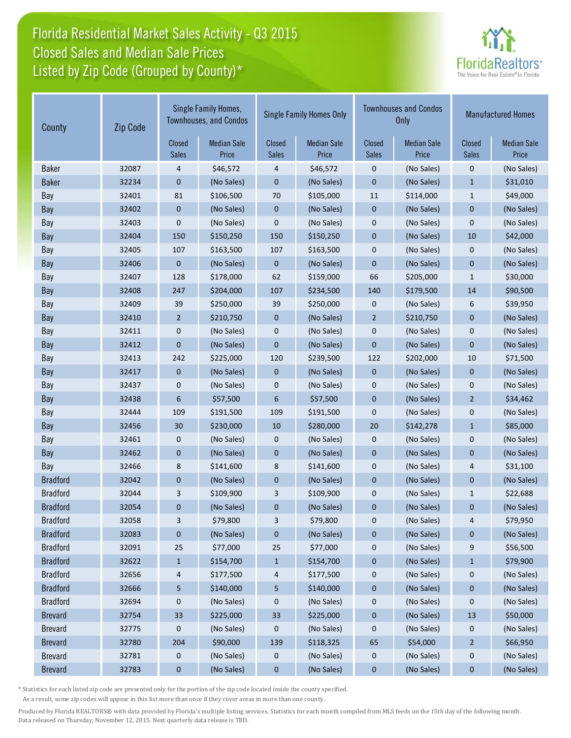# Florida Residential Market Sales Activity - Q3 2015
## Closed Sales and Median Sale Prices
## Listed by Zip Code (Grouped by County)*

| County | Zip Code | Single Family Homes, Townhouses, and Condos | | Single Family Homes Only | | Townhouses and Condos Only | | Manufactured Homes | |
|---|---|---|---|---|---|---|---|---|---|
| | | Closed Sales | Median Sale Price | Closed Sales | Median Sale Price | Closed Sales | Median Sale Price | Closed Sales | Median Sale Price |
| Baker | 32087 | 4 | $46,572 | 4 | $46,572 | 0 | (No Sales) | 0 | (No Sales) |
| Baker | 32234 | 0 | (No Sales) | 0 | (No Sales) | 0 | (No Sales) | 1 | $31,010 |
| Bay | 32401 | 81 | $106,500 | 70 | $105,000 | 11 | $114,000 | 1 | $49,000 |
| Bay | 32402 | 0 | (No Sales) | 0 | (No Sales) | 0 | (No Sales) | 0 | (No Sales) |
| Bay | 32403 | 0 | (No Sales) | 0 | (No Sales) | 0 | (No Sales) | 0 | (No Sales) |
| Bay | 32404 | 150 | $150,250 | 150 | $150,250 | 0 | (No Sales) | 10 | $42,000 |
| Bay | 32405 | 107 | $163,500 | 107 | $163,500 | 0 | (No Sales) | 0 | (No Sales) |
| Bay | 32406 | 0 | (No Sales) | 0 | (No Sales) | 0 | (No Sales) | 0 | (No Sales) |
| Bay | 32407 | 128 | $178,000 | 62 | $159,000 | 66 | $205,000 | 1 | $30,000 |
| Bay | 32408 | 247 | $204,000 | 107 | $234,500 | 140 | $179,500 | 14 | $90,500 |
| Bay | 32409 | 39 | $250,000 | 39 | $250,000 | 0 | (No Sales) | 6 | $39,950 |
| Bay | 32410 | 2 | $210,750 | 0 | (No Sales) | 2 | $210,750 | 0 | (No Sales) |
| Bay | 32411 | 0 | (No Sales) | 0 | (No Sales) | 0 | (No Sales) | 0 | (No Sales) |
| Bay | 32412 | 0 | (No Sales) | 0 | (No Sales) | 0 | (No Sales) | 0 | (No Sales) |
| Bay | 32413 | 242 | $225,000 | 120 | $239,500 | 122 | $202,000 | 10 | $71,500 |
| Bay | 32417 | 0 | (No Sales) | 0 | (No Sales) | 0 | (No Sales) | 0 | (No Sales) |
| Bay | 32437 | 0 | (No Sales) | 0 | (No Sales) | 0 | (No Sales) | 0 | (No Sales) |
| Bay | 32438 | 6 | $57,500 | 6 | $57,500 | 0 | (No Sales) | 2 | $34,462 |
| Bay | 32444 | 109 | $191,500 | 109 | $191,500 | 0 | (No Sales) | 0 | (No Sales) |
| Bay | 32456 | 30 | $230,000 | 10 | $280,000 | 20 | $142,278 | 1 | $85,000 |
| Bay | 32461 | 0 | (No Sales) | 0 | (No Sales) | 0 | (No Sales) | 0 | (No Sales) |
| Bay | 32462 | 0 | (No Sales) | 0 | (No Sales) | 0 | (No Sales) | 0 | (No Sales) |
| Bay | 32466 | 8 | $141,600 | 8 | $141,600 | 0 | (No Sales) | 4 | $31,100 |
| Bradford | 32042 | 0 | (No Sales) | 0 | (No Sales) | 0 | (No Sales) | 0 | (No Sales) |
| Bradford | 32044 | 3 | $109,900 | 3 | $109,900 | 0 | (No Sales) | 1 | $22,688 |
| Bradford | 32054 | 0 | (No Sales) | 0 | (No Sales) | 0 | (No Sales) | 0 | (No Sales) |
| Bradford | 32058 | 3 | $79,800 | 3 | $79,800 | 0 | (No Sales) | 4 | $79,950 |
| Bradford | 32083 | 0 | (No Sales) | 0 | (No Sales) | 0 | (No Sales) | 0 | (No Sales) |
| Bradford | 32091 | 25 | $77,000 | 25 | $77,000 | 0 | (No Sales) | 9 | $56,500 |
| Bradford | 32622 | 1 | $154,700 | 1 | $154,700 | 0 | (No Sales) | 1 | $79,900 |
| Bradford | 32656 | 4 | $177,500 | 4 | $177,500 | 0 | (No Sales) | 0 | (No Sales) |
| Bradford | 32666 | 5 | $140,000 | 5 | $140,000 | 0 | (No Sales) | 0 | (No Sales) |
| Bradford | 32694 | 0 | (No Sales) | 0 | (No Sales) | 0 | (No Sales) | 0 | (No Sales) |
| Brevard | 32754 | 33 | $225,000 | 33 | $225,000 | 0 | (No Sales) | 13 | $50,000 |
| Brevard | 32775 | 0 | (No Sales) | 0 | (No Sales) | 0 | (No Sales) | 0 | (No Sales) |
| Brevard | 32780 | 204 | $90,000 | 139 | $118,325 | 65 | $54,000 | 2 | $66,950 |
| Brevard | 32781 | 0 | (No Sales) | 0 | (No Sales) | 0 | (No Sales) | 0 | (No Sales) |
| Brevard | 32783 | 0 | (No Sales) | 0 | (No Sales) | 0 | (No Sales) | 0 | (No Sales) |

* Statistics for each listed zip code are presented only for the portion of the zip code located inside the county specified. As a result, some zip codes will appear in this list more than once if they cover areas in more than one county.

Produced by Florida REALTORS® with data provided by Florida's multiple listing services. Statistics for each month compiled from MLS feeds on the 15th day of the following month. Data released on Thursday, November 12, 2015. Next quarterly data release is TBD.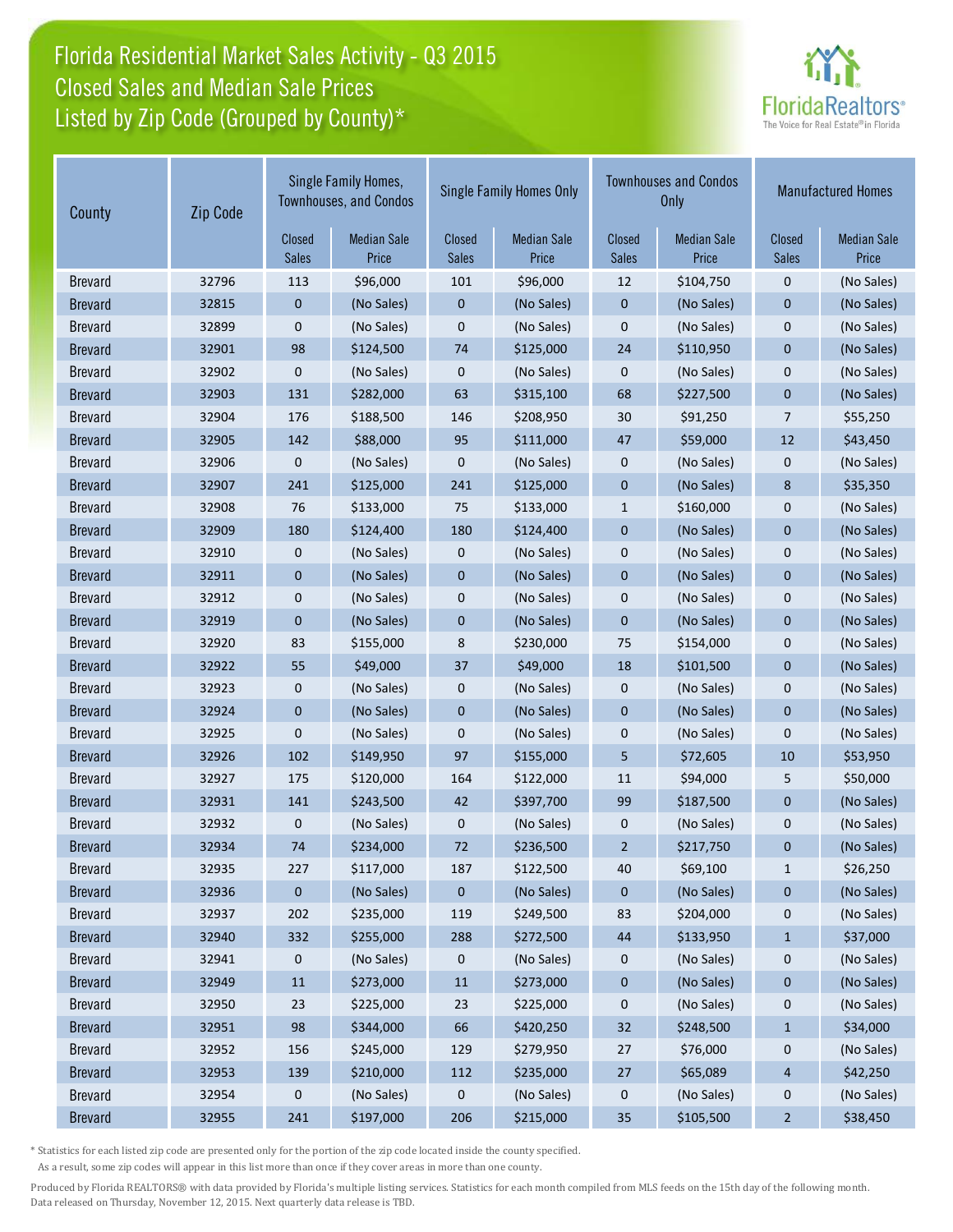# Florida Residential Market Sales Activity - Q3 2015
## Closed Sales and Median Sale Prices
## Listed by Zip Code (Grouped by County)*

| County | Zip Code | Single Family Homes, Townhouses, and Condos | | Single Family Homes Only | | Townhouses and Condos Only | | Manufactured Homes | |
|---|---|---|---|---|---|---|---|---|---|
| | | Closed Sales | Median Sale Price | Closed Sales | Median Sale Price | Closed Sales | Median Sale Price | Closed Sales | Median Sale Price |
| Brevard | 32796 | 113 | $96,000 | 101 | $96,000 | 12 | $104,750 | 0 | (No Sales) |
| Brevard | 32815 | 0 | (No Sales) | 0 | (No Sales) | 0 | (No Sales) | 0 | (No Sales) |
| Brevard | 32899 | 0 | (No Sales) | 0 | (No Sales) | 0 | (No Sales) | 0 | (No Sales) |
| Brevard | 32901 | 98 | $124,500 | 74 | $125,000 | 24 | $110,950 | 0 | (No Sales) |
| Brevard | 32902 | 0 | (No Sales) | 0 | (No Sales) | 0 | (No Sales) | 0 | (No Sales) |
| Brevard | 32903 | 131 | $282,000 | 63 | $315,100 | 68 | $227,500 | 0 | (No Sales) |
| Brevard | 32904 | 176 | $188,500 | 146 | $208,950 | 30 | $91,250 | 7 | $55,250 |
| Brevard | 32905 | 142 | $88,000 | 95 | $111,000 | 47 | $59,000 | 12 | $43,450 |
| Brevard | 32906 | 0 | (No Sales) | 0 | (No Sales) | 0 | (No Sales) | 0 | (No Sales) |
| Brevard | 32907 | 241 | $125,000 | 241 | $125,000 | 0 | (No Sales) | 8 | $35,350 |
| Brevard | 32908 | 76 | $133,000 | 75 | $133,000 | 1 | $160,000 | 0 | (No Sales) |
| Brevard | 32909 | 180 | $124,400 | 180 | $124,400 | 0 | (No Sales) | 0 | (No Sales) |
| Brevard | 32910 | 0 | (No Sales) | 0 | (No Sales) | 0 | (No Sales) | 0 | (No Sales) |
| Brevard | 32911 | 0 | (No Sales) | 0 | (No Sales) | 0 | (No Sales) | 0 | (No Sales) |
| Brevard | 32912 | 0 | (No Sales) | 0 | (No Sales) | 0 | (No Sales) | 0 | (No Sales) |
| Brevard | 32919 | 0 | (No Sales) | 0 | (No Sales) | 0 | (No Sales) | 0 | (No Sales) |
| Brevard | 32920 | 83 | $155,000 | 8 | $230,000 | 75 | $154,000 | 0 | (No Sales) |
| Brevard | 32922 | 55 | $49,000 | 37 | $49,000 | 18 | $101,500 | 0 | (No Sales) |
| Brevard | 32923 | 0 | (No Sales) | 0 | (No Sales) | 0 | (No Sales) | 0 | (No Sales) |
| Brevard | 32924 | 0 | (No Sales) | 0 | (No Sales) | 0 | (No Sales) | 0 | (No Sales) |
| Brevard | 32925 | 0 | (No Sales) | 0 | (No Sales) | 0 | (No Sales) | 0 | (No Sales) |
| Brevard | 32926 | 102 | $149,950 | 97 | $155,000 | 5 | $72,605 | 10 | $53,950 |
| Brevard | 32927 | 175 | $120,000 | 164 | $122,000 | 11 | $94,000 | 5 | $50,000 |
| Brevard | 32931 | 141 | $243,500 | 42 | $397,700 | 99 | $187,500 | 0 | (No Sales) |
| Brevard | 32932 | 0 | (No Sales) | 0 | (No Sales) | 0 | (No Sales) | 0 | (No Sales) |
| Brevard | 32934 | 74 | $234,000 | 72 | $236,500 | 2 | $217,750 | 0 | (No Sales) |
| Brevard | 32935 | 227 | $117,000 | 187 | $122,500 | 40 | $69,100 | 1 | $26,250 |
| Brevard | 32936 | 0 | (No Sales) | 0 | (No Sales) | 0 | (No Sales) | 0 | (No Sales) |
| Brevard | 32937 | 202 | $235,000 | 119 | $249,500 | 83 | $204,000 | 0 | (No Sales) |
| Brevard | 32940 | 332 | $255,000 | 288 | $272,500 | 44 | $133,950 | 1 | $37,000 |
| Brevard | 32941 | 0 | (No Sales) | 0 | (No Sales) | 0 | (No Sales) | 0 | (No Sales) |
| Brevard | 32949 | 11 | $273,000 | 11 | $273,000 | 0 | (No Sales) | 0 | (No Sales) |
| Brevard | 32950 | 23 | $225,000 | 23 | $225,000 | 0 | (No Sales) | 0 | (No Sales) |
| Brevard | 32951 | 98 | $344,000 | 66 | $420,250 | 32 | $248,500 | 1 | $34,000 |
| Brevard | 32952 | 156 | $245,000 | 129 | $279,950 | 27 | $76,000 | 0 | (No Sales) |
| Brevard | 32953 | 139 | $210,000 | 112 | $235,000 | 27 | $65,089 | 4 | $42,250 |
| Brevard | 32954 | 0 | (No Sales) | 0 | (No Sales) | 0 | (No Sales) | 0 | (No Sales) |
| Brevard | 32955 | 241 | $197,000 | 206 | $215,000 | 35 | $105,500 | 2 | $38,450 |

* Statistics for each listed zip code are presented only for the portion of the zip code located inside the county specified. As a result, some zip codes will appear in this list more than once if they cover areas in more than one county.

Produced by Florida REALTORS® with data provided by Florida's multiple listing services. Statistics for each month compiled from MLS feeds on the 15th day of the following month. Data released on Thursday, November 12, 2015. Next quarterly data release is TBD.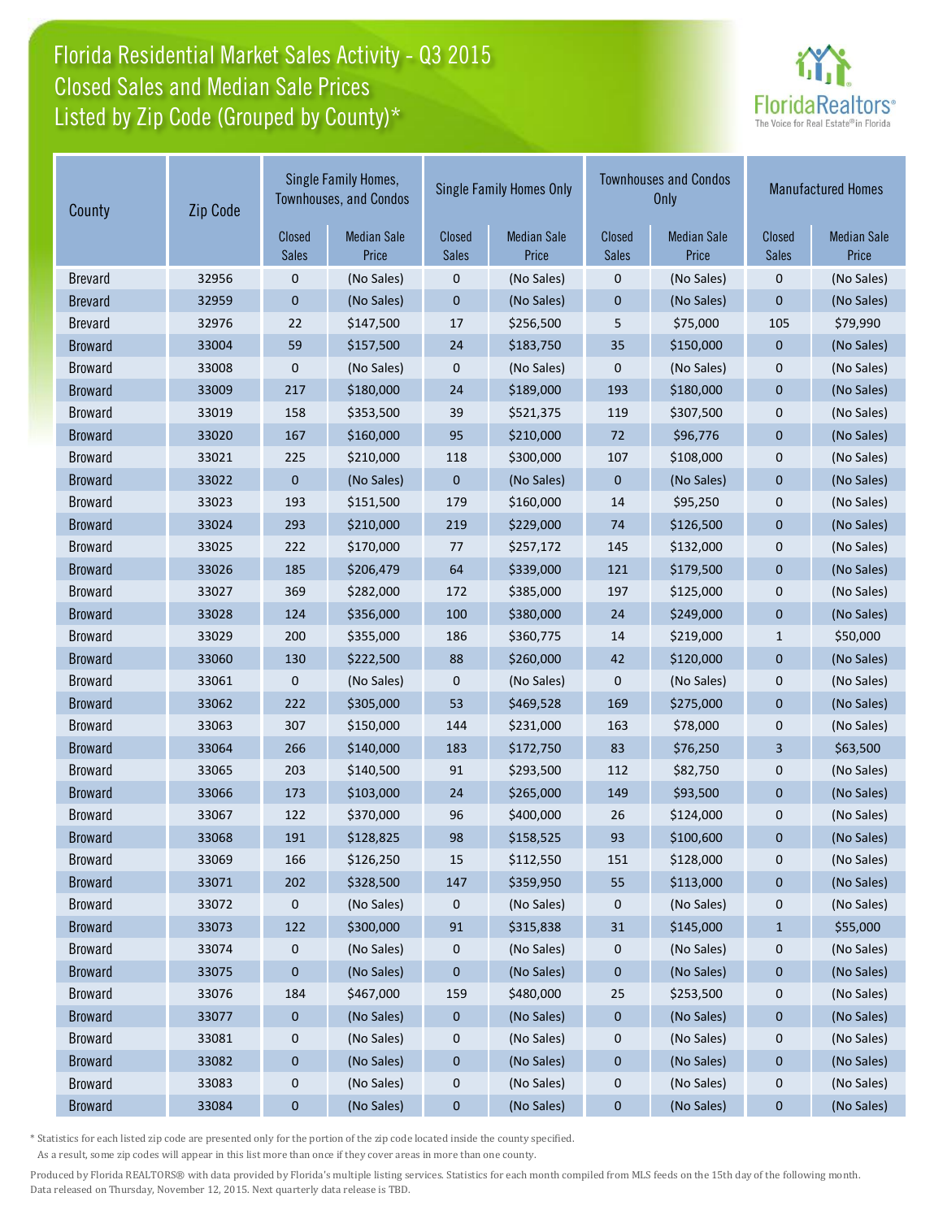# Florida Residential Market Sales Activity - Q3 2015
## Closed Sales and Median Sale Prices
## Listed by Zip Code (Grouped by County)*

| County | Zip Code | Single Family Homes, Townhouses, and Condos | | Single Family Homes Only | | Townhouses and Condos Only | | Manufactured Homes | |
|---|---|---|---|---|---|---|---|---|---|
| | | Closed Sales | Median Sale Price | Closed Sales | Median Sale Price | Closed Sales | Median Sale Price | Closed Sales | Median Sale Price |
| Brevard | 32956 | 0 | (No Sales) | 0 | (No Sales) | 0 | (No Sales) | 0 | (No Sales) |
| Brevard | 32959 | 0 | (No Sales) | 0 | (No Sales) | 0 | (No Sales) | 0 | (No Sales) |
| Brevard | 32976 | 22 | $147,500 | 17 | $256,500 | 5 | $75,000 | 105 | $79,990 |
| Broward | 33004 | 59 | $157,500 | 24 | $183,750 | 35 | $150,000 | 0 | (No Sales) |
| Broward | 33008 | 0 | (No Sales) | 0 | (No Sales) | 0 | (No Sales) | 0 | (No Sales) |
| Broward | 33009 | 217 | $180,000 | 24 | $189,000 | 193 | $180,000 | 0 | (No Sales) |
| Broward | 33019 | 158 | $353,500 | 39 | $521,375 | 119 | $307,500 | 0 | (No Sales) |
| Broward | 33020 | 167 | $160,000 | 95 | $210,000 | 72 | $96,776 | 0 | (No Sales) |
| Broward | 33021 | 225 | $210,000 | 118 | $300,000 | 107 | $108,000 | 0 | (No Sales) |
| Broward | 33022 | 0 | (No Sales) | 0 | (No Sales) | 0 | (No Sales) | 0 | (No Sales) |
| Broward | 33023 | 193 | $151,500 | 179 | $160,000 | 14 | $95,250 | 0 | (No Sales) |
| Broward | 33024 | 293 | $210,000 | 219 | $229,000 | 74 | $126,500 | 0 | (No Sales) |
| Broward | 33025 | 222 | $170,000 | 77 | $257,172 | 145 | $132,000 | 0 | (No Sales) |
| Broward | 33026 | 185 | $206,479 | 64 | $339,000 | 121 | $179,500 | 0 | (No Sales) |
| Broward | 33027 | 369 | $282,000 | 172 | $385,000 | 197 | $125,000 | 0 | (No Sales) |
| Broward | 33028 | 124 | $356,000 | 100 | $380,000 | 24 | $249,000 | 0 | (No Sales) |
| Broward | 33029 | 200 | $355,000 | 186 | $360,775 | 14 | $219,000 | 1 | $50,000 |
| Broward | 33060 | 130 | $222,500 | 88 | $260,000 | 42 | $120,000 | 0 | (No Sales) |
| Broward | 33061 | 0 | (No Sales) | 0 | (No Sales) | 0 | (No Sales) | 0 | (No Sales) |
| Broward | 33062 | 222 | $305,000 | 53 | $469,528 | 169 | $275,000 | 0 | (No Sales) |
| Broward | 33063 | 307 | $150,000 | 144 | $231,000 | 163 | $78,000 | 0 | (No Sales) |
| Broward | 33064 | 266 | $140,000 | 183 | $172,750 | 83 | $76,250 | 3 | $63,500 |
| Broward | 33065 | 203 | $140,500 | 91 | $293,500 | 112 | $82,750 | 0 | (No Sales) |
| Broward | 33066 | 173 | $103,000 | 24 | $265,000 | 149 | $93,500 | 0 | (No Sales) |
| Broward | 33067 | 122 | $370,000 | 96 | $400,000 | 26 | $124,000 | 0 | (No Sales) |
| Broward | 33068 | 191 | $128,825 | 98 | $158,525 | 93 | $100,600 | 0 | (No Sales) |
| Broward | 33069 | 166 | $126,250 | 15 | $112,550 | 151 | $128,000 | 0 | (No Sales) |
| Broward | 33071 | 202 | $328,500 | 147 | $359,950 | 55 | $113,000 | 0 | (No Sales) |
| Broward | 33072 | 0 | (No Sales) | 0 | (No Sales) | 0 | (No Sales) | 0 | (No Sales) |
| Broward | 33073 | 122 | $300,000 | 91 | $315,838 | 31 | $145,000 | 1 | $55,000 |
| Broward | 33074 | 0 | (No Sales) | 0 | (No Sales) | 0 | (No Sales) | 0 | (No Sales) |
| Broward | 33075 | 0 | (No Sales) | 0 | (No Sales) | 0 | (No Sales) | 0 | (No Sales) |
| Broward | 33076 | 184 | $467,000 | 159 | $480,000 | 25 | $253,500 | 0 | (No Sales) |
| Broward | 33077 | 0 | (No Sales) | 0 | (No Sales) | 0 | (No Sales) | 0 | (No Sales) |
| Broward | 33081 | 0 | (No Sales) | 0 | (No Sales) | 0 | (No Sales) | 0 | (No Sales) |
| Broward | 33082 | 0 | (No Sales) | 0 | (No Sales) | 0 | (No Sales) | 0 | (No Sales) |
| Broward | 33083 | 0 | (No Sales) | 0 | (No Sales) | 0 | (No Sales) | 0 | (No Sales) |
| Broward | 33084 | 0 | (No Sales) | 0 | (No Sales) | 0 | (No Sales) | 0 | (No Sales) |

* Statistics for each listed zip code are presented only for the portion of the zip code located inside the county specified.
As a result, some zip codes will appear in this list more than once if they cover areas in more than one county.

Produced by Florida REALTORS® with data provided by Florida's multiple listing services. Statistics for each month compiled from MLS feeds on the 15th day of the following month.
Data released on Thursday, November 12, 2015. Next quarterly data release is TBD.